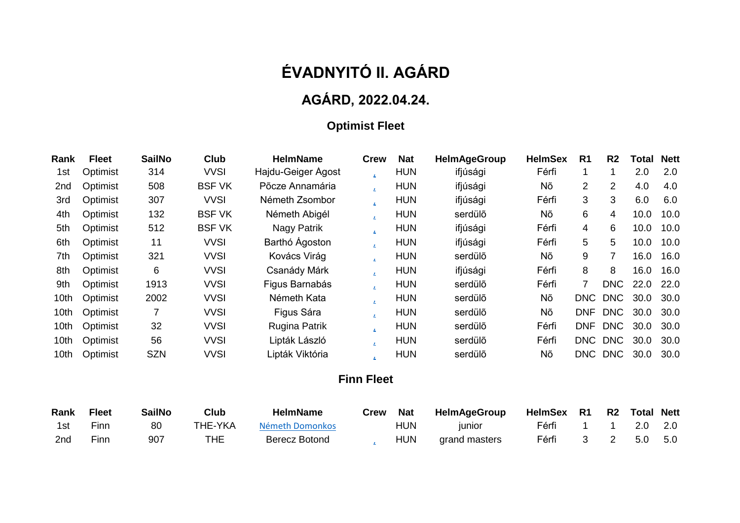# ÉVADNYITÓ II. AGÁRD

## AGÁRD, 2022.04.24.

### Optimist Fleet

| Rank | Fleet | SailNo | Club | HelmName | Crew | Nat | HelmAgeGroup | HelmSex | R1 | R2 | Total | Nett |
|---|---|---|---|---|---|---|---|---|---|---|---|---|
| 1st | Optimist | 314 | VVSI | Hajdu-Geiger Ágost | | HUN | ifjúsági | Férfi | 1 | 1 | 2.0 | 2.0 |
| 2nd | Optimist | 508 | BSF VK | Põcze Annamária | | HUN | ifjúsági | Nõ | 2 | 2 | 4.0 | 4.0 |
| 3rd | Optimist | 307 | VVSI | Németh Zsombor | | HUN | ifjúsági | Férfi | 3 | 3 | 6.0 | 6.0 |
| 4th | Optimist | 132 | BSF VK | Németh Abigél | | HUN | serdülõ | Nõ | 6 | 4 | 10.0 | 10.0 |
| 5th | Optimist | 512 | BSF VK | Nagy Patrik | | HUN | ifjúsági | Férfi | 4 | 6 | 10.0 | 10.0 |
| 6th | Optimist | 11 | VVSI | Barthó Ágoston | | HUN | ifjúsági | Férfi | 5 | 5 | 10.0 | 10.0 |
| 7th | Optimist | 321 | VVSI | Kovács Virág | | HUN | serdülõ | Nõ | 9 | 7 | 16.0 | 16.0 |
| 8th | Optimist | 6 | VVSI | Csanády Márk | | HUN | ifjúsági | Férfi | 8 | 8 | 16.0 | 16.0 |
| 9th | Optimist | 1913 | VVSI | Figus Barnabás | | HUN | serdülõ | Férfi | 7 | DNC | 22.0 | 22.0 |
| 10th | Optimist | 2002 | VVSI | Németh Kata | | HUN | serdülõ | Nõ | DNC | DNC | 30.0 | 30.0 |
| 10th | Optimist | 7 | VVSI | Figus Sára | | HUN | serdülõ | Nõ | DNF | DNC | 30.0 | 30.0 |
| 10th | Optimist | 32 | VVSI | Rugina Patrik | | HUN | serdülõ | Férfi | DNF | DNC | 30.0 | 30.0 |
| 10th | Optimist | 56 | VVSI | Lipták László | | HUN | serdülõ | Férfi | DNC | DNC | 30.0 | 30.0 |
| 10th | Optimist | SZN | VVSI | Lipták Viktória | | HUN | serdülõ | Nõ | DNC | DNC | 30.0 | 30.0 |

### Finn Fleet

| Rank | Fleet | SailNo | Club | HelmName | Crew | Nat | HelmAgeGroup | HelmSex | R1 | R2 | Total | Nett |
|---|---|---|---|---|---|---|---|---|---|---|---|---|
| 1st | Finn | 80 | THE-YKA | Németh Domonkos | | HUN | junior | Férfi | 1 | 1 | 2.0 | 2.0 |
| 2nd | Finn | 907 | THE | Berecz Botond | | HUN | grand masters | Férfi | 3 | 2 | 5.0 | 5.0 |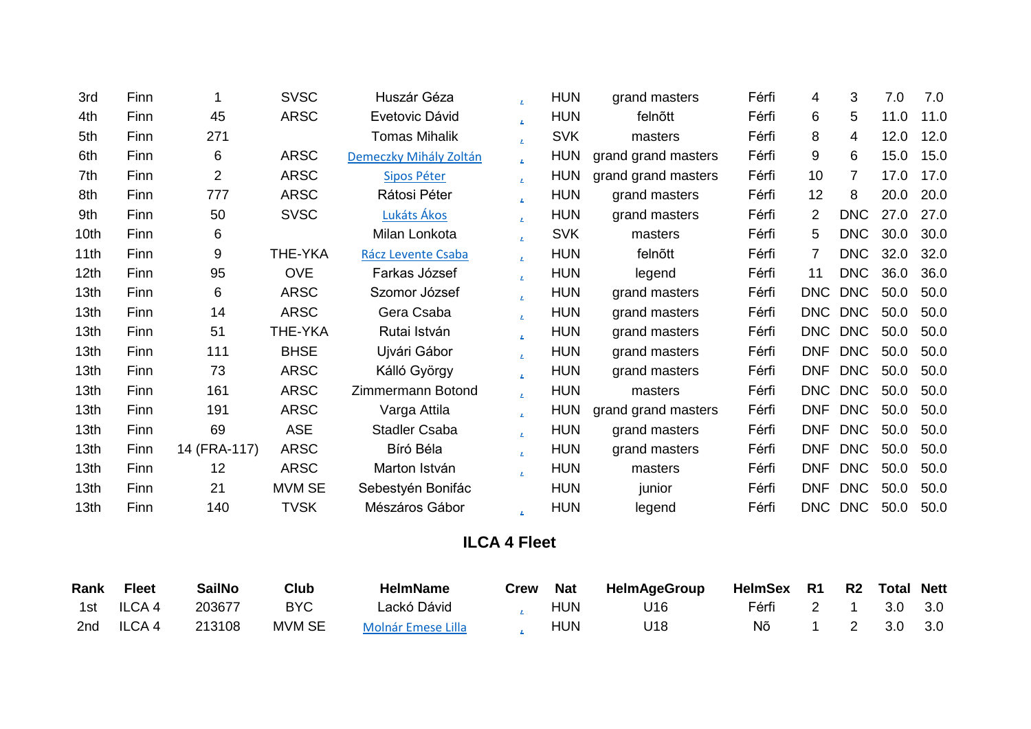| | | | | | | | | | | | | |
|---|---|---|---|---|---|---|---|---|---|---|---|---|
| 3rd | Finn | 1 | SVSC | Huszár Géza | | HUN | grand masters | Férfi | 4 | 3 | 7.0 | 7.0 |
| 4th | Finn | 45 | ARSC | Evetovic Dávid | | HUN | felnőtt | Férfi | 6 | 5 | 11.0 | 11.0 |
| 5th | Finn | 271 | | Tomas Mihalik | | SVK | masters | Férfi | 8 | 4 | 12.0 | 12.0 |
| 6th | Finn | 6 | ARSC | Demeczky Mihály Zoltán | | HUN | grand grand masters | Férfi | 9 | 6 | 15.0 | 15.0 |
| 7th | Finn | 2 | ARSC | Sipos Péter | | HUN | grand grand masters | Férfi | 10 | 7 | 17.0 | 17.0 |
| 8th | Finn | 777 | ARSC | Rátosi Péter | | HUN | grand masters | Férfi | 12 | 8 | 20.0 | 20.0 |
| 9th | Finn | 50 | SVSC | Lukáts Ákos | | HUN | grand masters | Férfi | 2 | DNC | 27.0 | 27.0 |
| 10th | Finn | 6 | | Milan Lonkota | | SVK | masters | Férfi | 5 | DNC | 30.0 | 30.0 |
| 11th | Finn | 9 | THE-YKA | Rácz Levente Csaba | | HUN | felnőtt | Férfi | 7 | DNC | 32.0 | 32.0 |
| 12th | Finn | 95 | OVE | Farkas József | | HUN | legend | Férfi | 11 | DNC | 36.0 | 36.0 |
| 13th | Finn | 6 | ARSC | Szomor József | | HUN | grand masters | Férfi | DNC | DNC | 50.0 | 50.0 |
| 13th | Finn | 14 | ARSC | Gera Csaba | | HUN | grand masters | Férfi | DNC | DNC | 50.0 | 50.0 |
| 13th | Finn | 51 | THE-YKA | Rutai István | | HUN | grand masters | Férfi | DNC | DNC | 50.0 | 50.0 |
| 13th | Finn | 111 | BHSE | Ujvári Gábor | | HUN | grand masters | Férfi | DNF | DNC | 50.0 | 50.0 |
| 13th | Finn | 73 | ARSC | Kálló György | | HUN | grand masters | Férfi | DNF | DNC | 50.0 | 50.0 |
| 13th | Finn | 161 | ARSC | Zimmermann Botond | | HUN | masters | Férfi | DNC | DNC | 50.0 | 50.0 |
| 13th | Finn | 191 | ARSC | Varga Attila | | HUN | grand grand masters | Férfi | DNF | DNC | 50.0 | 50.0 |
| 13th | Finn | 69 | ASE | Stadler Csaba | | HUN | grand masters | Férfi | DNF | DNC | 50.0 | 50.0 |
| 13th | Finn | 14 (FRA-117) | ARSC | Bíró Béla | | HUN | grand masters | Férfi | DNF | DNC | 50.0 | 50.0 |
| 13th | Finn | 12 | ARSC | Marton István | | HUN | masters | Férfi | DNF | DNC | 50.0 | 50.0 |
| 13th | Finn | 21 | MVM SE | Sebestyén Bonifác | | HUN | junior | Férfi | DNF | DNC | 50.0 | 50.0 |
| 13th | Finn | 140 | TVSK | Mészáros Gábor | | HUN | legend | Férfi | DNC | DNC | 50.0 | 50.0 |

## ILCA 4 Fleet

| Rank | Fleet | SailNo | Club | HelmName | Crew | Nat | HelmAgeGroup | HelmSex | R1 | R2 | Total | Nett |
|---|---|---|---|---|---|---|---|---|---|---|---|---|
| 1st | ILCA 4 | 203677 | BYC | Lackó Dávid | | HUN | U16 | Férfi | 2 | 1 | 3.0 | 3.0 |
| 2nd | ILCA 4 | 213108 | MVM SE | Molnár Emese Lilla | | HUN | U18 | Nõ | 1 | 2 | 3.0 | 3.0 |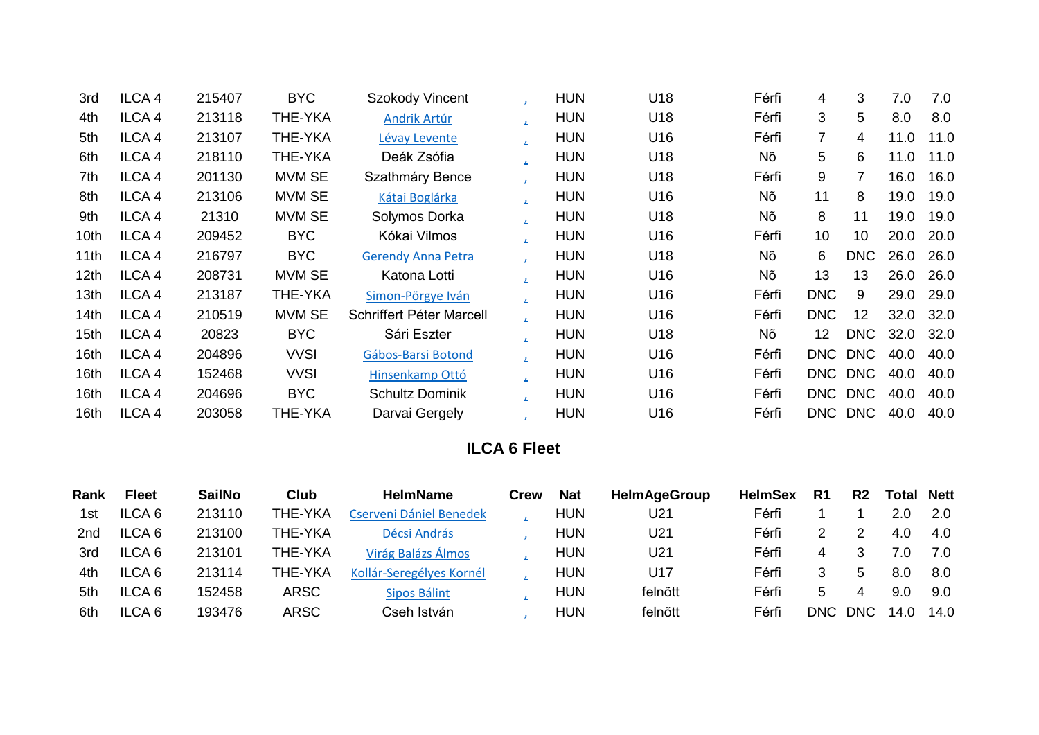| Rank | Fleet | SailNo | Club | HelmName | Crew | Nat | HelmAgeGroup | HelmSex | R1 | R2 | Total | Nett |
|---|---|---|---|---|---|---|---|---|---|---|---|---|
| 3rd | ILCA 4 | 215407 | BYC | Szokody Vincent | , | HUN | U18 | Férfi | 4 | 3 | 7.0 | 7.0 |
| 4th | ILCA 4 | 213118 | THE-YKA | Andrik Artúr | , | HUN | U18 | Férfi | 3 | 5 | 8.0 | 8.0 |
| 5th | ILCA 4 | 213107 | THE-YKA | Lévay Levente | , | HUN | U16 | Férfi | 7 | 4 | 11.0 | 11.0 |
| 6th | ILCA 4 | 218110 | THE-YKA | Deák Zsófia | , | HUN | U18 | Nõ | 5 | 6 | 11.0 | 11.0 |
| 7th | ILCA 4 | 201130 | MVM SE | Szathmáry Bence | , | HUN | U18 | Férfi | 9 | 7 | 16.0 | 16.0 |
| 8th | ILCA 4 | 213106 | MVM SE | Kátai Boglárka | , | HUN | U16 | Nõ | 11 | 8 | 19.0 | 19.0 |
| 9th | ILCA 4 | 21310 | MVM SE | Solymos Dorka | , | HUN | U18 | Nõ | 8 | 11 | 19.0 | 19.0 |
| 10th | ILCA 4 | 209452 | BYC | Kókai Vilmos | , | HUN | U16 | Férfi | 10 | 10 | 20.0 | 20.0 |
| 11th | ILCA 4 | 216797 | BYC | Gerendy Anna Petra | , | HUN | U18 | Nõ | 6 | DNC | 26.0 | 26.0 |
| 12th | ILCA 4 | 208731 | MVM SE | Katona Lotti | , | HUN | U16 | Nõ | 13 | 13 | 26.0 | 26.0 |
| 13th | ILCA 4 | 213187 | THE-YKA | Simon-Pörgye Iván | , | HUN | U16 | Férfi | DNC | 9 | 29.0 | 29.0 |
| 14th | ILCA 4 | 210519 | MVM SE | Schriffert Péter Marcell | , | HUN | U16 | Férfi | DNC | 12 | 32.0 | 32.0 |
| 15th | ILCA 4 | 20823 | BYC | Sári Eszter | , | HUN | U18 | Nõ | 12 | DNC | 32.0 | 32.0 |
| 16th | ILCA 4 | 204896 | VVSI | Gábos-Barsi Botond | , | HUN | U16 | Férfi | DNC | DNC | 40.0 | 40.0 |
| 16th | ILCA 4 | 152468 | VVSI | Hinsenkamp Ottó | , | HUN | U16 | Férfi | DNC | DNC | 40.0 | 40.0 |
| 16th | ILCA 4 | 204696 | BYC | Schultz Dominik | , | HUN | U16 | Férfi | DNC | DNC | 40.0 | 40.0 |
| 16th | ILCA 4 | 203058 | THE-YKA | Darvai Gergely | , | HUN | U16 | Férfi | DNC | DNC | 40.0 | 40.0 |

## ILCA 6 Fleet

| Rank | Fleet | SailNo | Club | HelmName | Crew | Nat | HelmAgeGroup | HelmSex | R1 | R2 | Total | Nett |
|---|---|---|---|---|---|---|---|---|---|---|---|---|
| 1st | ILCA 6 | 213110 | THE-YKA | Cserveni Dániel Benedek | , | HUN | U21 | Férfi | 1 | 1 | 2.0 | 2.0 |
| 2nd | ILCA 6 | 213100 | THE-YKA | Décsi András | , | HUN | U21 | Férfi | 2 | 2 | 4.0 | 4.0 |
| 3rd | ILCA 6 | 213101 | THE-YKA | Virág Balázs Álmos | , | HUN | U21 | Férfi | 4 | 3 | 7.0 | 7.0 |
| 4th | ILCA 6 | 213114 | THE-YKA | Kollár-Seregélyes Kornél | , | HUN | U17 | Férfi | 3 | 5 | 8.0 | 8.0 |
| 5th | ILCA 6 | 152458 | ARSC | Sipos Bálint | , | HUN | felnõtt | Férfi | 5 | 4 | 9.0 | 9.0 |
| 6th | ILCA 6 | 193476 | ARSC | Cseh István | , | HUN | felnõtt | Férfi | DNC | DNC | 14.0 | 14.0 |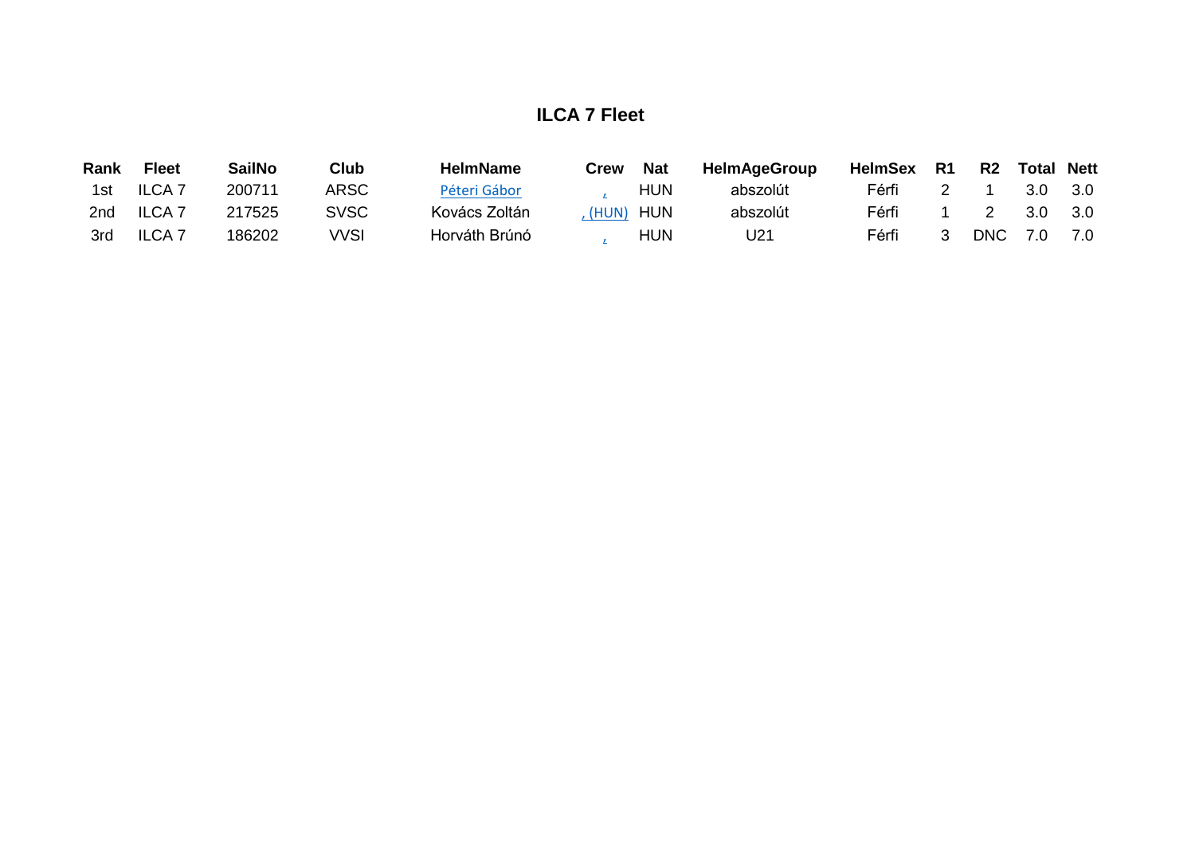# ILCA 7 Fleet

| Rank | Fleet | SailNo | Club | HelmName | Crew | Nat | HelmAgeGroup | HelmSex | R1 | R2 | Total | Nett |
|---|---|---|---|---|---|---|---|---|---|---|---|---|
| 1st | ILCA 7 | 200711 | ARSC | Péteri Gábor | , | HUN | abszolút | Férfi | 2 | 1 | 3.0 | 3.0 |
| 2nd | ILCA 7 | 217525 | SVSC | Kovács Zoltán | , (HUN) | HUN | abszolút | Férfi | 1 | 2 | 3.0 | 3.0 |
| 3rd | ILCA 7 | 186202 | VVSI | Horváth Brúnó | , | HUN | U21 | Férfi | 3 | DNC | 7.0 | 7.0 |